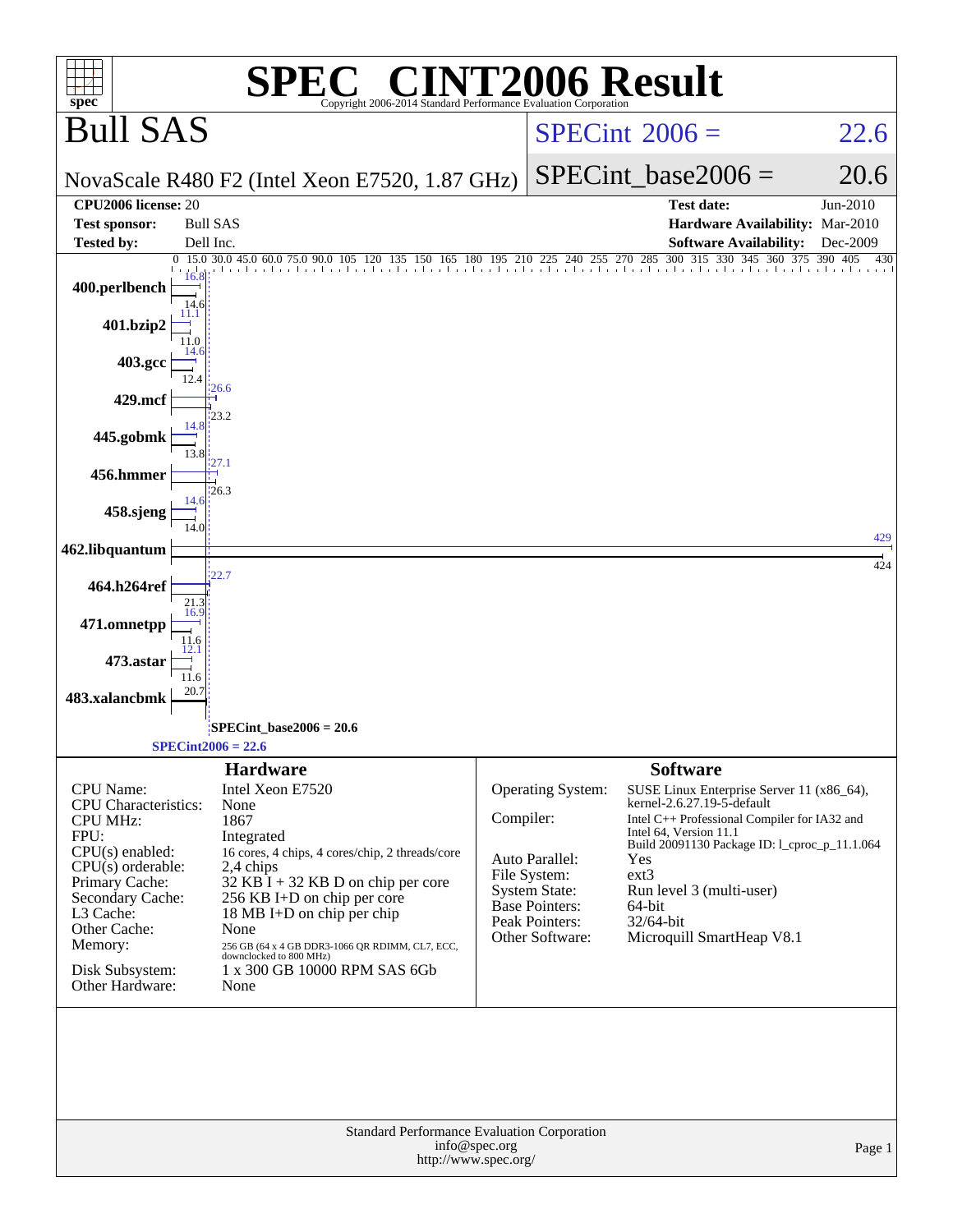# SPEC CINT2006 Result

Copyright 2006-2014 Standard Performance Evaluation Corporation

## Bull SAS

NovaScale R480 F2 (Intel Xeon E7520, 1.87 GHz)

SPECint 2006 = 22.6

SPECint_base2006 = 20.6

| | | | |
|---|---|---|---|
| **CPU2006 license:** | 20 | **Test date:** | Jun-2010 |
| **Test sponsor:** | Bull SAS | **Hardware Availability:** | Mar-2010 |
| **Tested by:** | Dell Inc. | **Software Availability:** | Dec-2009 |

| Benchmark | Peak | Base |
|---|---|---|
| 400.perlbench | 16.8 | 14.6 |
| 401.bzip2 | 11.1 | 11.0 |
| 403.gcc | 14.6 | 12.4 |
| 429.mcf | 26.6 | 23.2 |
| 445.gobmk | 14.8 | 13.8 |
| 456.hmmer | 27.1 | 26.3 |
| 458.sjeng | 14.6 | 14.0 |
| 462.libquantum | 429 | 424 |
| 464.h264ref | 22.7 | 21.3 |
| 471.omnetpp | 16.9 | 11.6 |
| 473.astar | 12.1 | 11.6 |
| 483.xalancbmk | 20.7 | |

SPECint_base2006 = 20.6

SPECint2006 = 22.6

### Hardware

| | |
|---|---|
| CPU Name: | Intel Xeon E7520 |
| CPU Characteristics: | None |
| CPU MHz: | 1867 |
| FPU: | Integrated |
| CPU(s) enabled: | 16 cores, 4 chips, 4 cores/chip, 2 threads/core |
| CPU(s) orderable: | 2,4 chips |
| Primary Cache: | 32 KB I + 32 KB D on chip per core |
| Secondary Cache: | 256 KB I+D on chip per core |
| L3 Cache: | 18 MB I+D on chip per chip |
| Other Cache: | None |
| Memory: | 256 GB (64 x 4 GB DDR3-1066 QR RDIMM, CL7, ECC, downclocked to 800 MHz) |
| Disk Subsystem: | 1 x 300 GB 10000 RPM SAS 6Gb |
| Other Hardware: | None |

### Software

| | |
|---|---|
| Operating System: | SUSE Linux Enterprise Server 11 (x86_64), kernel-2.6.27.19-5-default |
| Compiler: | Intel C++ Professional Compiler for IA32 and Intel 64, Version 11.1 Build 20091130 Package ID: l_cproc_p_11.1.064 |
| Auto Parallel: | Yes |
| File System: | ext3 |
| System State: | Run level 3 (multi-user) |
| Base Pointers: | 64-bit |
| Peak Pointers: | 32/64-bit |
| Other Software: | Microquill SmartHeap V8.1 |

Standard Performance Evaluation Corporation
info@spec.org
http://www.spec.org/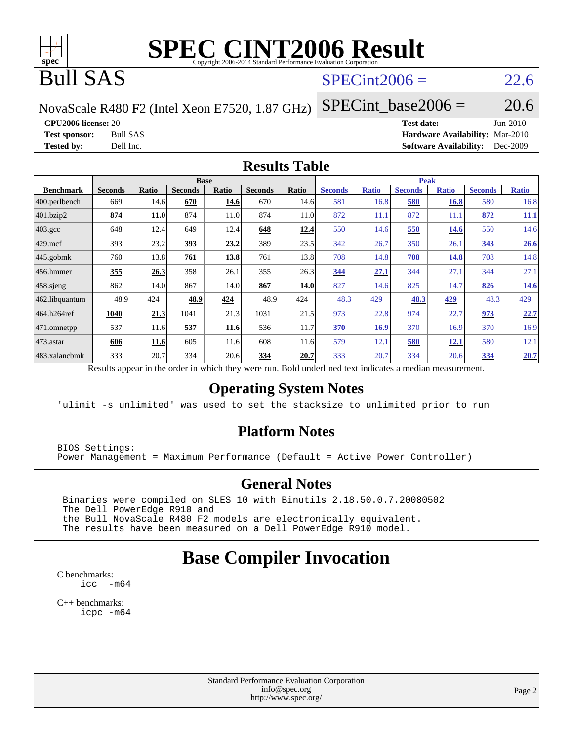# SPEC CINT2006 Result

Copyright 2006-2014 Standard Performance Evaluation Corporation

## Bull SAS

NovaScale R480 F2 (Intel Xeon E7520, 1.87 GHz)

SPECint2006 = 22.6

SPECint_base2006 = 20.6

**CPU2006 license:** 20
**Test sponsor:** Bull SAS
**Tested by:** Dell Inc.

**Test date:** Jun-2010
**Hardware Availability:** Mar-2010
**Software Availability:** Dec-2009

## Results Table

| Benchmark | Base | | | | | | Peak | | | | | |
|---|---|---|---|---|---|---|---|---|---|---|---|---|
| | Seconds | Ratio | Seconds | Ratio | Seconds | Ratio | Seconds | Ratio | Seconds | Ratio | Seconds | Ratio |
| 400.perlbench | 669 | 14.6 | **670** | **14.6** | 670 | 14.6 | 581 | 16.8 | **580** | **16.8** | 580 | 16.8 |
| 401.bzip2 | **874** | **11.0** | 874 | 11.0 | 874 | 11.0 | 872 | 11.1 | 872 | 11.1 | **872** | **11.1** |
| 403.gcc | 648 | 12.4 | 649 | 12.4 | **648** | **12.4** | 550 | 14.6 | **550** | **14.6** | 550 | 14.6 |
| 429.mcf | 393 | 23.2 | **393** | **23.2** | 389 | 23.5 | 342 | 26.7 | 350 | 26.1 | **343** | **26.6** |
| 445.gobmk | 760 | 13.8 | **761** | **13.8** | 761 | 13.8 | 708 | 14.8 | **708** | **14.8** | 708 | 14.8 |
| 456.hmmer | **355** | **26.3** | 358 | 26.1 | 355 | 26.3 | **344** | **27.1** | 344 | 27.1 | 344 | 27.1 |
| 458.sjeng | 862 | 14.0 | 867 | 14.0 | **867** | **14.0** | 827 | 14.6 | 825 | 14.7 | **826** | **14.6** |
| 462.libquantum | 48.9 | 424 | **48.9** | **424** | 48.9 | 424 | 48.3 | 429 | **48.3** | **429** | 48.3 | 429 |
| 464.h264ref | **1040** | **21.3** | 1041 | 21.3 | 1031 | 21.5 | 973 | 22.8 | 974 | 22.7 | **973** | **22.7** |
| 471.omnetpp | 537 | 11.6 | **537** | **11.6** | 536 | 11.7 | **370** | **16.9** | 370 | 16.9 | 370 | 16.9 |
| 473.astar | **606** | **11.6** | 605 | 11.6 | 608 | 11.6 | 579 | 12.1 | **580** | **12.1** | 580 | 12.1 |
| 483.xalancbmk | 333 | 20.7 | 334 | 20.6 | **334** | **20.7** | 333 | 20.7 | 334 | 20.6 | **334** | **20.7** |

Results appear in the order in which they were run. Bold underlined text indicates a median measurement.

## Operating System Notes

```
'ulimit -s unlimited' was used to set the stacksize to unlimited prior to run
```

## Platform Notes

```
BIOS Settings:
Power Management = Maximum Performance (Default = Active Power Controller)
```

## General Notes

```
 Binaries were compiled on SLES 10 with Binutils 2.18.50.0.7.20080502
 The Dell PowerEdge R910 and
 the Bull NovaScale R480 F2 models are electronically equivalent.
 The results have been measured on a Dell PowerEdge R910 model.
```

## Base Compiler Invocation

C benchmarks:
```
icc  -m64
```

C++ benchmarks:
```
icpc -m64
```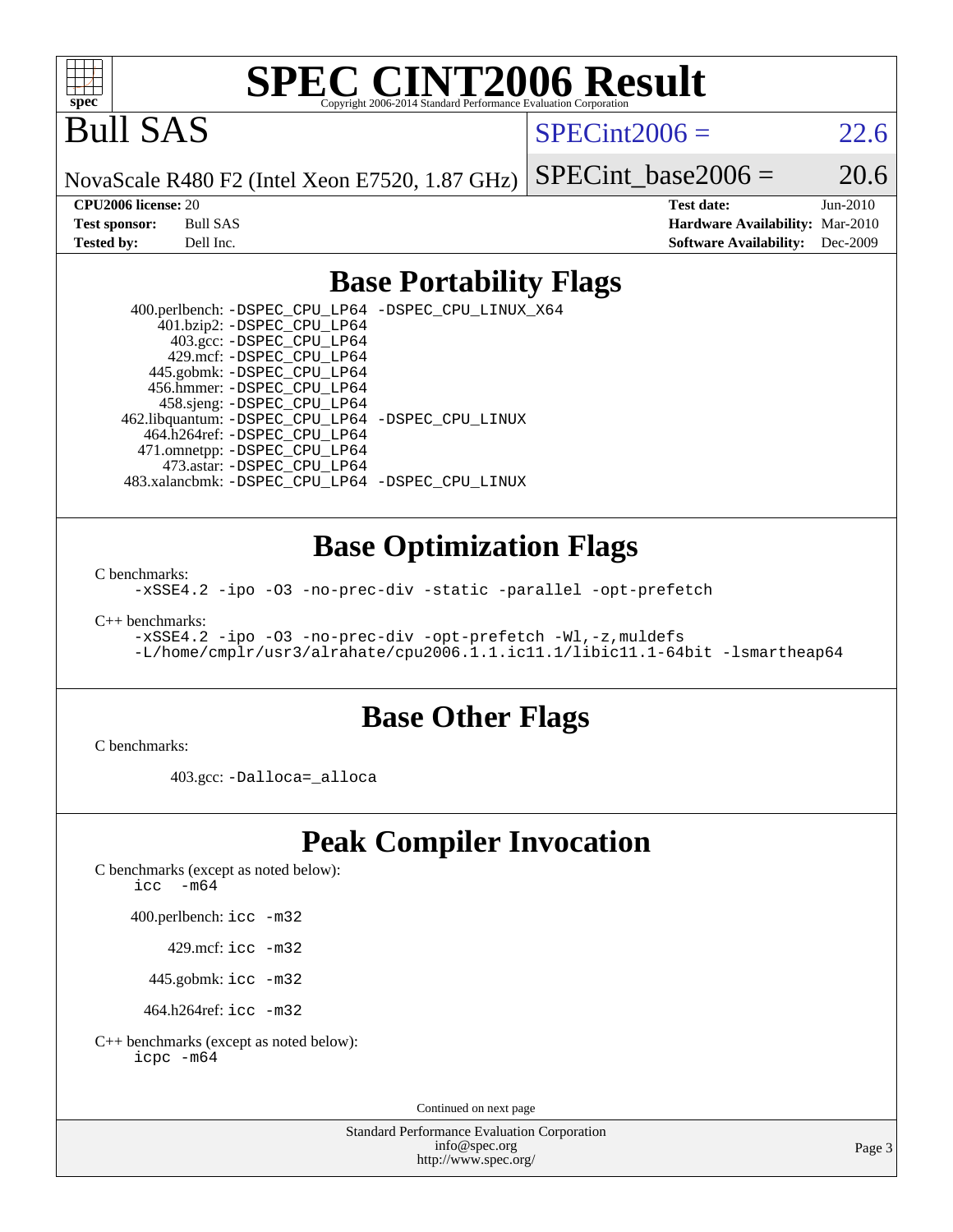# SPEC CINT2006 Result

Copyright 2006-2014 Standard Performance Evaluation Corporation

# Bull SAS

NovaScale R480 F2 (Intel Xeon E7520, 1.87 GHz)

SPECint2006 = 22.6

SPECint_base2006 = 20.6

**CPU2006 license:** 20
**Test sponsor:** Bull SAS
**Tested by:** Dell Inc.

**Test date:** Jun-2010
**Hardware Availability:** Mar-2010
**Software Availability:** Dec-2009

## Base Portability Flags

400.perlbench: -DSPEC_CPU_LP64 -DSPEC_CPU_LINUX_X64
401.bzip2: -DSPEC_CPU_LP64
403.gcc: -DSPEC_CPU_LP64
429.mcf: -DSPEC_CPU_LP64
445.gobmk: -DSPEC_CPU_LP64
456.hmmer: -DSPEC_CPU_LP64
458.sjeng: -DSPEC_CPU_LP64
462.libquantum: -DSPEC_CPU_LP64 -DSPEC_CPU_LINUX
464.h264ref: -DSPEC_CPU_LP64
471.omnetpp: -DSPEC_CPU_LP64
473.astar: -DSPEC_CPU_LP64
483.xalancbmk: -DSPEC_CPU_LP64 -DSPEC_CPU_LINUX

## Base Optimization Flags

C benchmarks:
-xSSE4.2 -ipo -O3 -no-prec-div -static -parallel -opt-prefetch

C++ benchmarks:
-xSSE4.2 -ipo -O3 -no-prec-div -opt-prefetch -Wl,-z,muldefs
-L/home/cmplr/usr3/alrahate/cpu2006.1.1.ic11.1/libic11.1-64bit -lsmartheap64

## Base Other Flags

C benchmarks:

403.gcc: -Dalloca=_alloca

## Peak Compiler Invocation

C benchmarks (except as noted below):
icc -m64

400.perlbench: icc -m32

429.mcf: icc -m32

445.gobmk: icc -m32

464.h264ref: icc -m32

C++ benchmarks (except as noted below):
icpc -m64

Continued on next page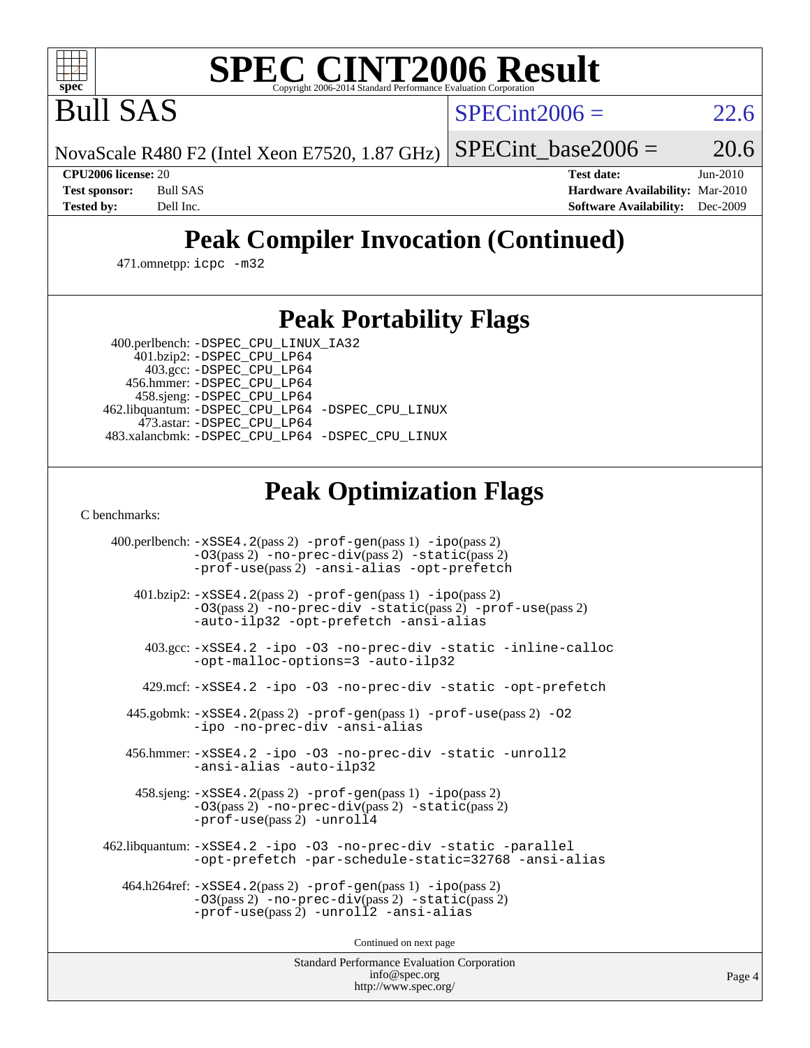# SPEC CINT2006 Result

Bull SAS

NovaScale R480 F2 (Intel Xeon E7520, 1.87 GHz)

SPECint2006 = 22.6

SPECint_base2006 = 20.6

**CPU2006 license:** 20
**Test sponsor:** Bull SAS
**Tested by:** Dell Inc.

**Test date:** Jun-2010
**Hardware Availability:** Mar-2010
**Software Availability:** Dec-2009

## Peak Compiler Invocation (Continued)

471.omnetpp: icpc -m32

## Peak Portability Flags

400.perlbench: -DSPEC_CPU_LINUX_IA32
401.bzip2: -DSPEC_CPU_LP64
403.gcc: -DSPEC_CPU_LP64
456.hmmer: -DSPEC_CPU_LP64
458.sjeng: -DSPEC_CPU_LP64
462.libquantum: -DSPEC_CPU_LP64 -DSPEC_CPU_LINUX
473.astar: -DSPEC_CPU_LP64
483.xalancbmk: -DSPEC_CPU_LP64 -DSPEC_CPU_LINUX

## Peak Optimization Flags

C benchmarks:

400.perlbench: -xSSE4.2(pass 2) -prof-gen(pass 1) -ipo(pass 2) -O3(pass 2) -no-prec-div(pass 2) -static(pass 2) -prof-use(pass 2) -ansi-alias -opt-prefetch

401.bzip2: -xSSE4.2(pass 2) -prof-gen(pass 1) -ipo(pass 2) -O3(pass 2) -no-prec-div -static(pass 2) -prof-use(pass 2) -auto-ilp32 -opt-prefetch -ansi-alias

403.gcc: -xSSE4.2 -ipo -O3 -no-prec-div -static -inline-calloc -opt-malloc-options=3 -auto-ilp32

429.mcf: -xSSE4.2 -ipo -O3 -no-prec-div -static -opt-prefetch

445.gobmk: -xSSE4.2(pass 2) -prof-gen(pass 1) -prof-use(pass 2) -O2 -ipo -no-prec-div -ansi-alias

456.hmmer: -xSSE4.2 -ipo -O3 -no-prec-div -static -unroll2 -ansi-alias -auto-ilp32

458.sjeng: -xSSE4.2(pass 2) -prof-gen(pass 1) -ipo(pass 2) -O3(pass 2) -no-prec-div(pass 2) -static(pass 2) -prof-use(pass 2) -unroll4

462.libquantum: -xSSE4.2 -ipo -O3 -no-prec-div -static -parallel -opt-prefetch -par-schedule-static=32768 -ansi-alias

464.h264ref: -xSSE4.2(pass 2) -prof-gen(pass 1) -ipo(pass 2) -O3(pass 2) -no-prec-div(pass 2) -static(pass 2) -prof-use(pass 2) -unroll2 -ansi-alias

Continued on next page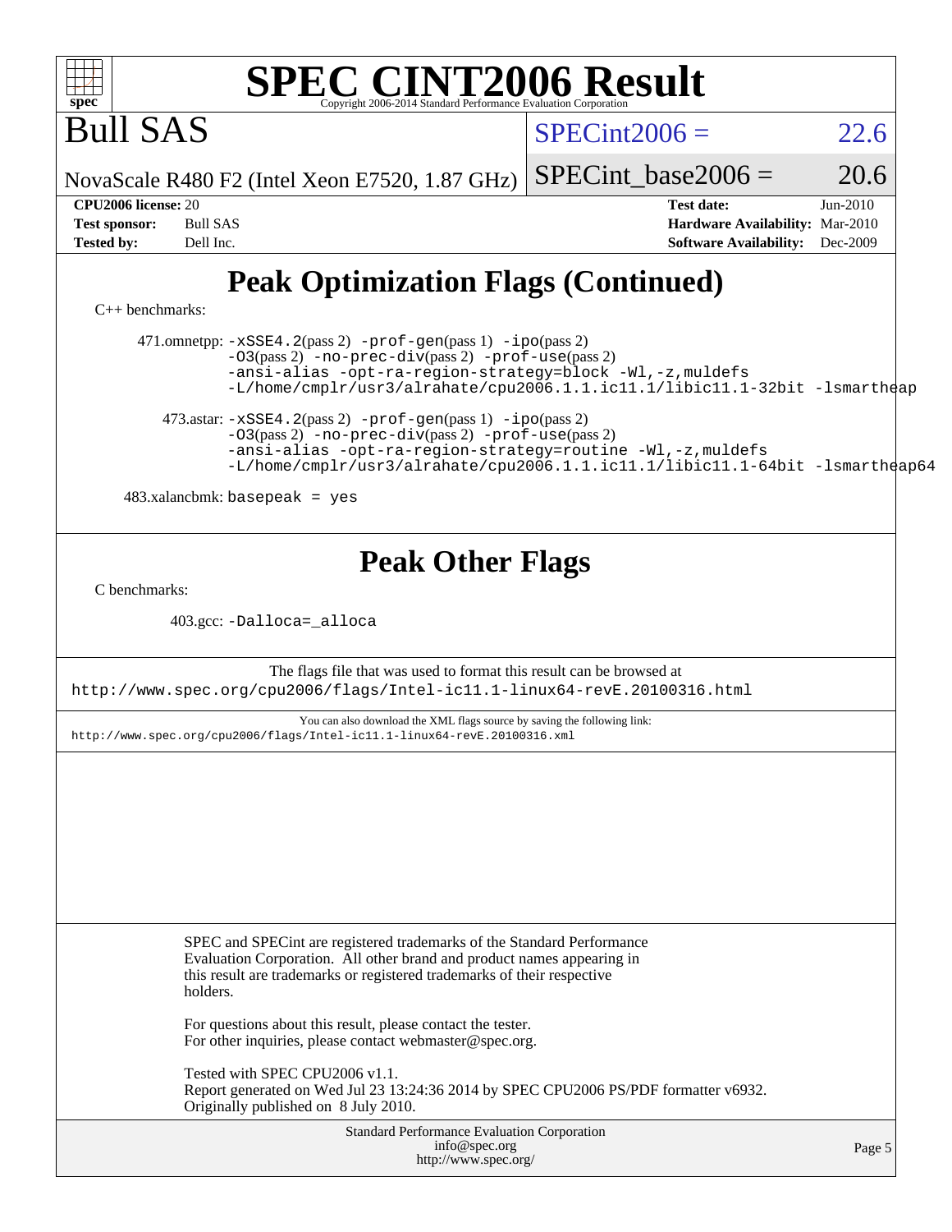# SPEC CINT2006 Result

Copyright 2006-2014 Standard Performance Evaluation Corporation

# Bull SAS

NovaScale R480 F2 (Intel Xeon E7520, 1.87 GHz)

SPECint2006 = 22.6

SPECint_base2006 = 20.6

**CPU2006 license:** 20
**Test sponsor:** Bull SAS
**Tested by:** Dell Inc.

**Test date:** Jun-2010
**Hardware Availability:** Mar-2010
**Software Availability:** Dec-2009

## Peak Optimization Flags (Continued)

C++ benchmarks:

471.omnetpp: `-xSSE4.2`(pass 2) `-prof-gen`(pass 1) `-ipo`(pass 2) `-O3`(pass 2) `-no-prec-div`(pass 2) `-prof-use`(pass 2) `-ansi-alias -opt-ra-region-strategy=block -Wl,-z,muldefs -L/home/cmplr/usr3/alrahate/cpu2006.1.1.ic11.1/libic11.1-32bit -lsmartheap`

473.astar: `-xSSE4.2`(pass 2) `-prof-gen`(pass 1) `-ipo`(pass 2) `-O3`(pass 2) `-no-prec-div`(pass 2) `-prof-use`(pass 2) `-ansi-alias -opt-ra-region-strategy=routine -Wl,-z,muldefs -L/home/cmplr/usr3/alrahate/cpu2006.1.1.ic11.1/libic11.1-64bit -lsmartheap64`

483.xalancbmk: `basepeak = yes`

## Peak Other Flags

C benchmarks:

403.gcc: `-Dalloca=_alloca`

The flags file that was used to format this result can be browsed at
http://www.spec.org/cpu2006/flags/Intel-ic11.1-linux64-revE.20100316.html

You can also download the XML flags source by saving the following link:
http://www.spec.org/cpu2006/flags/Intel-ic11.1-linux64-revE.20100316.xml

SPEC and SPECint are registered trademarks of the Standard Performance Evaluation Corporation. All other brand and product names appearing in this result are trademarks or registered trademarks of their respective holders.

For questions about this result, please contact the tester.
For other inquiries, please contact webmaster@spec.org.

Tested with SPEC CPU2006 v1.1.
Report generated on Wed Jul 23 13:24:36 2014 by SPEC CPU2006 PS/PDF formatter v6932.
Originally published on 8 July 2010.

Standard Performance Evaluation Corporation
info@spec.org
http://www.spec.org/